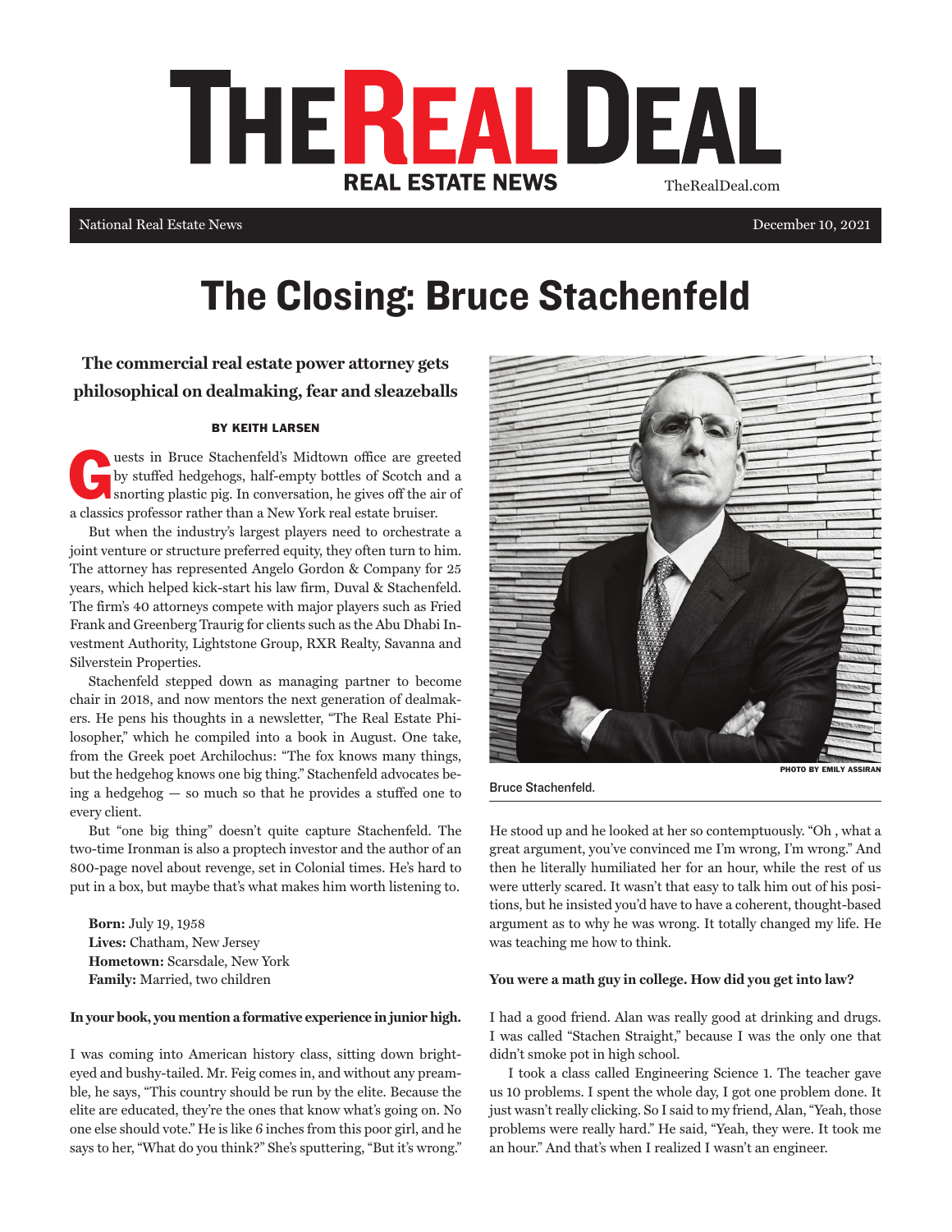# THE REAL DEAL

**REAL ESTATE NEWS** TheRealDeal.com

National Real Estate News December 10, 2021

# The Closing: Bruce Stachenfeld

## The commercial real estate power attorney gets philosophical on dealmaking, fear and sleazeballs

**BY KEITH LARSEN**

Guests in Bruce Stachenfeld's Midtown office are greeted by stuffed hedgehogs, half-empty bottles of Scotch and a snorting plastic pig. In conversation, he gives off the air of a classics professor rather than a New York real estate bruiser.

But when the industry's largest players need to orchestrate a joint venture or structure preferred equity, they often turn to him. The attorney has represented Angelo Gordon & Company for 25 years, which helped kick-start his law firm, Duval & Stachenfeld. The firm's 40 attorneys compete with major players such as Fried Frank and Greenberg Traurig for clients such as the Abu Dhabi Investment Authority, Lightstone Group, RXR Realty, Savanna and Silverstein Properties.

Stachenfeld stepped down as managing partner to become chair in 2018, and now mentors the next generation of dealmakers. He pens his thoughts in a newsletter, "The Real Estate Philosopher," which he compiled into a book in August. One take, from the Greek poet Archilochus: "The fox knows many things, but the hedgehog knows one big thing." Stachenfeld advocates being a hedgehog — so much so that he provides a stuffed one to every client.

But "one big thing" doesn't quite capture Stachenfeld. The two-time Ironman is also a proptech investor and the author of an 800-page novel about revenge, set in Colonial times. He's hard to put in a box, but maybe that's what makes him worth listening to.

**Born:** July 19, 1958
**Lives:** Chatham, New Jersey
**Hometown:** Scarsdale, New York
**Family:** Married, two children

**In your book, you mention a formative experience in junior high.**

I was coming into American history class, sitting down bright-eyed and bushy-tailed. Mr. Feig comes in, and without any preamble, he says, "This country should be run by the elite. Because the elite are educated, they're the ones that know what's going on. No one else should vote." He is like 6 inches from this poor girl, and he says to her, "What do you think?" She's sputtering, "But it's wrong." He stood up and he looked at her so contemptuously. "Oh , what a great argument, you've convinced me I'm wrong, I'm wrong." And then he literally humiliated her for an hour, while the rest of us were utterly scared. It wasn't that easy to talk him out of his positions, but he insisted you'd have to have a coherent, thought-based argument as to why he was wrong. It totally changed my life. He was teaching me how to think.

PHOTO BY EMILY ASSIRAN

Bruce Stachenfeld.

**You were a math guy in college. How did you get into law?**

I had a good friend. Alan was really good at drinking and drugs. I was called "Stachen Straight," because I was the only one that didn't smoke pot in high school.

I took a class called Engineering Science 1. The teacher gave us 10 problems. I spent the whole day, I got one problem done. It just wasn't really clicking. So I said to my friend, Alan, "Yeah, those problems were really hard." He said, "Yeah, they were. It took me an hour." And that's when I realized I wasn't an engineer.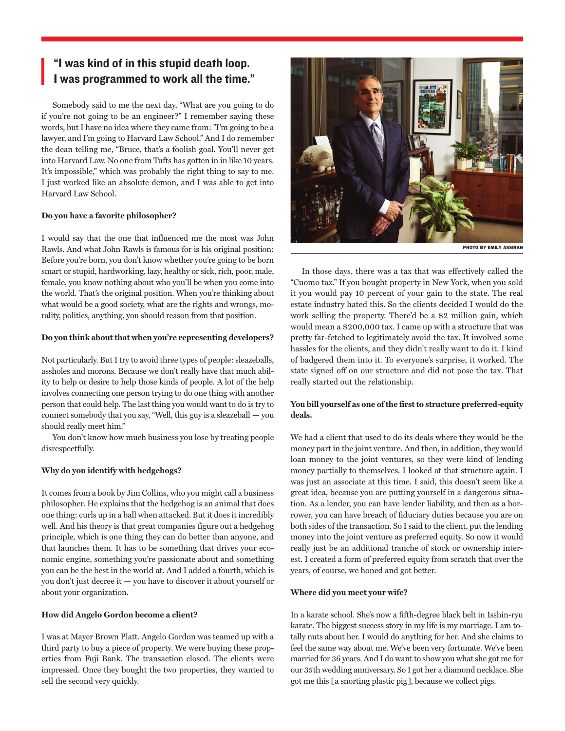> **"I was kind of in this stupid death loop. I was programmed to work all the time."**

Somebody said to me the next day, "What are you going to do if you're not going to be an engineer?" I remember saying these words, but I have no idea where they came from: "I'm going to be a lawyer, and I'm going to Harvard Law School." And I do remember the dean telling me, "Bruce, that's a foolish goal. You'll never get into Harvard Law. No one from Tufts has gotten in in like 10 years. It's impossible," which was probably the right thing to say to me. I just worked like an absolute demon, and I was able to get into Harvard Law School.

**Do you have a favorite philosopher?**

I would say that the one that influenced me the most was John Rawls. And what John Rawls is famous for is his original position: Before you're born, you don't know whether you're going to be born smart or stupid, hardworking, lazy, healthy or sick, rich, poor, male, female, you know nothing about who you'll be when you come into the world. That's the original position. When you're thinking about what would be a good society, what are the rights and wrongs, morality, politics, anything, you should reason from that position.

**Do you think about that when you're representing developers?**

Not particularly. But I try to avoid three types of people: sleazeballs, assholes and morons. Because we don't really have that much ability to help or desire to help those kinds of people. A lot of the help involves connecting one person trying to do one thing with another person that could help. The last thing you would want to do is try to connect somebody that you say, "Well, this guy is a sleazeball — you should really meet him."

You don't know how much business you lose by treating people disrespectfully.

**Why do you identify with hedgehogs?**

It comes from a book by Jim Collins, who you might call a business philosopher. He explains that the hedgehog is an animal that does one thing: curls up in a ball when attacked. But it does it incredibly well. And his theory is that great companies figure out a hedgehog principle, which is one thing they can do better than anyone, and that launches them. It has to be something that drives your economic engine, something you're passionate about and something you can be the best in the world at. And I added a fourth, which is you don't just decree it — you have to discover it about yourself or about your organization.

**How did Angelo Gordon become a client?**

I was at Mayer Brown Platt. Angelo Gordon was teamed up with a third party to buy a piece of property. We were buying these properties from Fuji Bank. The transaction closed. The clients were impressed. Once they bought the two properties, they wanted to sell the second very quickly.

PHOTO BY EMILY ASSIRAN

In those days, there was a tax that was effectively called the "Cuomo tax." If you bought property in New York, when you sold it you would pay 10 percent of your gain to the state. The real estate industry hated this. So the clients decided I would do the work selling the property. There'd be a $2 million gain, which would mean a $200,000 tax. I came up with a structure that was pretty far-fetched to legitimately avoid the tax. It involved some hassles for the clients, and they didn't really want to do it. I kind of badgered them into it. To everyone's surprise, it worked. The state signed off on our structure and did not pose the tax. That really started out the relationship.

**You bill yourself as one of the first to structure preferred-equity deals.**

We had a client that used to do its deals where they would be the money part in the joint venture. And then, in addition, they would loan money to the joint ventures, so they were kind of lending money partially to themselves. I looked at that structure again. I was just an associate at this time. I said, this doesn't seem like a great idea, because you are putting yourself in a dangerous situation. As a lender, you can have lender liability, and then as a borrower, you can have breach of fiduciary duties because you are on both sides of the transaction. So I said to the client, put the lending money into the joint venture as preferred equity. So now it would really just be an additional tranche of stock or ownership interest. I created a form of preferred equity from scratch that over the years, of course, we honed and got better.

**Where did you meet your wife?**

In a karate school. She's now a fifth-degree black belt in Isshin-ryu karate. The biggest success story in my life is my marriage. I am totally nuts about her. I would do anything for her. And she claims to feel the same way about me. We've been very fortunate. We've been married for 36 years. And I do want to show you what she got me for our 35th wedding anniversary. So I got her a diamond necklace. She got me this [a snorting plastic pig], because we collect pigs.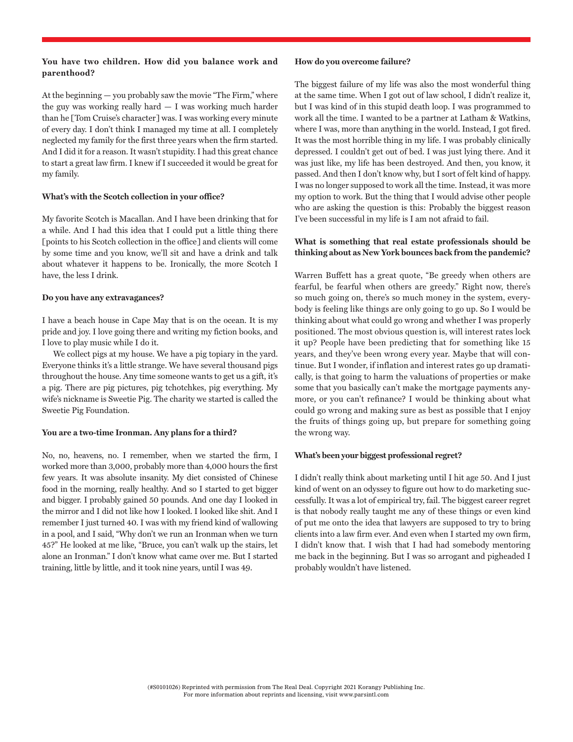**You have two children. How did you balance work and parenthood?**

At the beginning — you probably saw the movie "The Firm," where the guy was working really hard — I was working much harder than he [Tom Cruise's character] was. I was working every minute of every day. I don't think I managed my time at all. I completely neglected my family for the first three years when the firm started. And I did it for a reason. It wasn't stupidity. I had this great chance to start a great law firm. I knew if I succeeded it would be great for my family.

**What's with the Scotch collection in your office?**

My favorite Scotch is Macallan. And I have been drinking that for a while. And I had this idea that I could put a little thing there [points to his Scotch collection in the office] and clients will come by some time and you know, we'll sit and have a drink and talk about whatever it happens to be. Ironically, the more Scotch I have, the less I drink.

**Do you have any extravagances?**

I have a beach house in Cape May that is on the ocean. It is my pride and joy. I love going there and writing my fiction books, and I love to play music while I do it.

We collect pigs at my house. We have a pig topiary in the yard. Everyone thinks it's a little strange. We have several thousand pigs throughout the house. Any time someone wants to get us a gift, it's a pig. There are pig pictures, pig tchotchkes, pig everything. My wife's nickname is Sweetie Pig. The charity we started is called the Sweetie Pig Foundation.

**You are a two-time Ironman. Any plans for a third?**

No, no, heavens, no. I remember, when we started the firm, I worked more than 3,000, probably more than 4,000 hours the first few years. It was absolute insanity. My diet consisted of Chinese food in the morning, really healthy. And so I started to get bigger and bigger. I probably gained 50 pounds. And one day I looked in the mirror and I did not like how I looked. I looked like shit. And I remember I just turned 40. I was with my friend kind of wallowing in a pool, and I said, "Why don't we run an Ironman when we turn 45?" He looked at me like, "Bruce, you can't walk up the stairs, let alone an Ironman." I don't know what came over me. But I started training, little by little, and it took nine years, until I was 49.

**How do you overcome failure?**

The biggest failure of my life was also the most wonderful thing at the same time. When I got out of law school, I didn't realize it, but I was kind of in this stupid death loop. I was programmed to work all the time. I wanted to be a partner at Latham & Watkins, where I was, more than anything in the world. Instead, I got fired. It was the most horrible thing in my life. I was probably clinically depressed. I couldn't get out of bed. I was just lying there. And it was just like, my life has been destroyed. And then, you know, it passed. And then I don't know why, but I sort of felt kind of happy. I was no longer supposed to work all the time. Instead, it was more my option to work. But the thing that I would advise other people who are asking the question is this: Probably the biggest reason I've been successful in my life is I am not afraid to fail.

**What is something that real estate professionals should be thinking about as New York bounces back from the pandemic?**

Warren Buffett has a great quote, "Be greedy when others are fearful, be fearful when others are greedy." Right now, there's so much going on, there's so much money in the system, everybody is feeling like things are only going to go up. So I would be thinking about what could go wrong and whether I was properly positioned. The most obvious question is, will interest rates lock it up? People have been predicting that for something like 15 years, and they've been wrong every year. Maybe that will continue. But I wonder, if inflation and interest rates go up dramatically, is that going to harm the valuations of properties or make some that you basically can't make the mortgage payments anymore, or you can't refinance? I would be thinking about what could go wrong and making sure as best as possible that I enjoy the fruits of things going up, but prepare for something going the wrong way.

**What's been your biggest professional regret?**

I didn't really think about marketing until I hit age 50. And I just kind of went on an odyssey to figure out how to do marketing successfully. It was a lot of empirical try, fail. The biggest career regret is that nobody really taught me any of these things or even kind of put me onto the idea that lawyers are supposed to try to bring clients into a law firm ever. And even when I started my own firm, I didn't know that. I wish that I had had somebody mentoring me back in the beginning. But I was so arrogant and pigheaded I probably wouldn't have listened.

(#S0101026) Reprinted with permission from The Real Deal. Copyright 2021 Korangy Publishing Inc.
For more information about reprints and licensing, visit www.parsintl.com